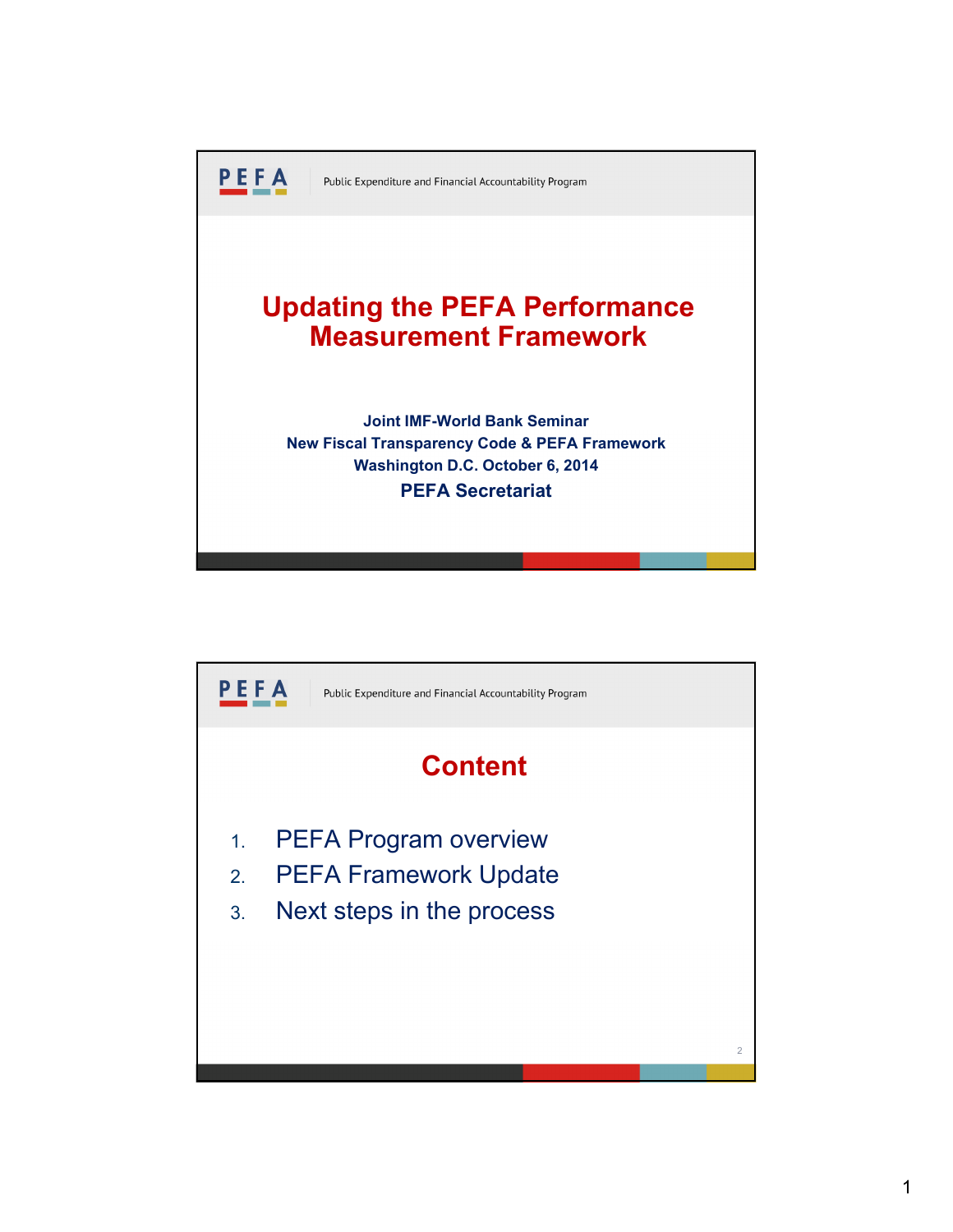PEFA | Public Expenditure and Financial Accountability Program

# Updating the PEFA Performance Measurement Framework

**Joint IMF-World Bank Seminar**
**New Fiscal Transparency Code & PEFA Framework**
**Washington D.C. October 6, 2014**
**PEFA Secretariat**

PEFA | Public Expenditure and Financial Accountability Program

## Content

1. PEFA Program overview
2. PEFA Framework Update
3. Next steps in the process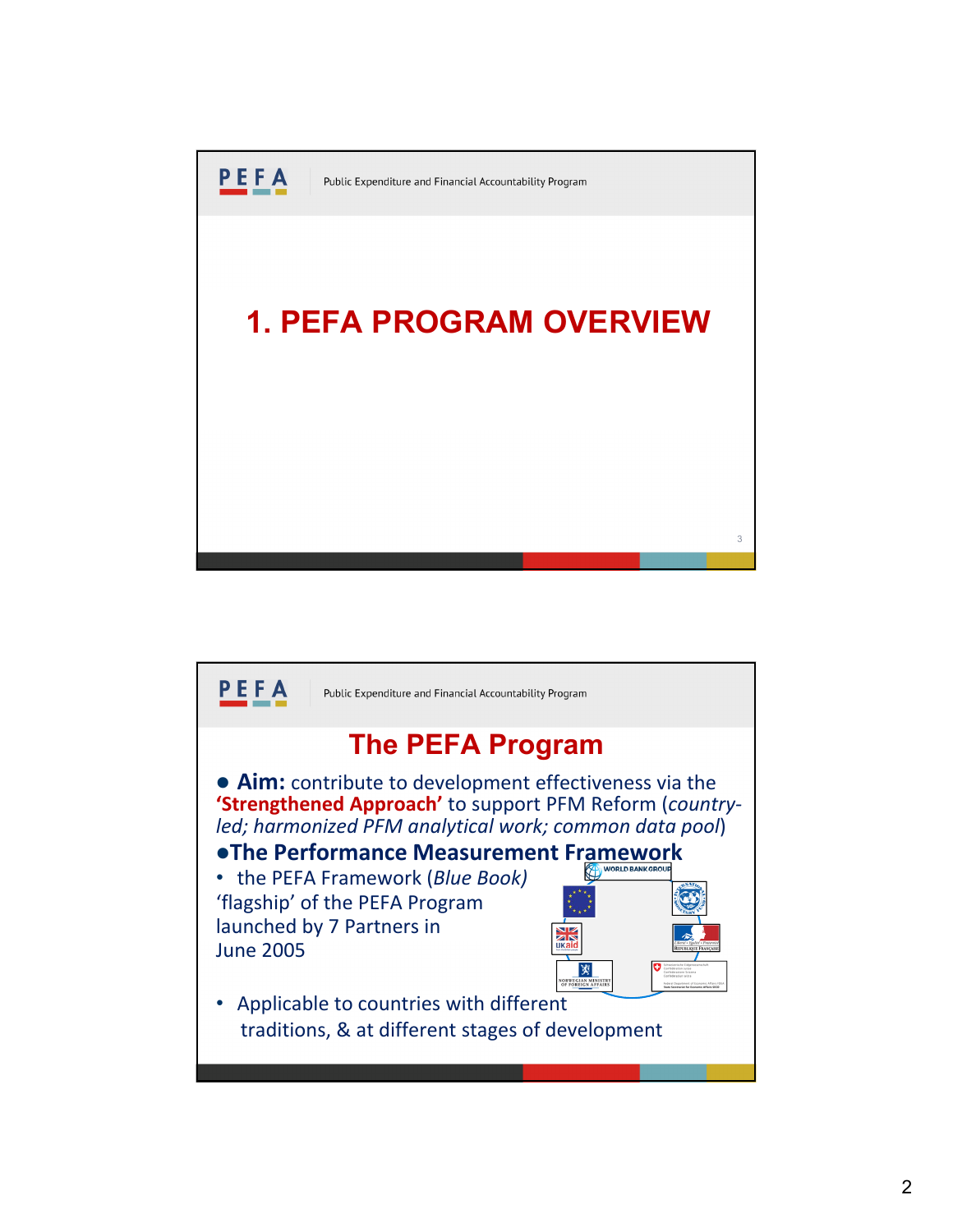# 1. PEFA PROGRAM OVERVIEW

## The PEFA Program

- **Aim:** contribute to development effectiveness via the **'Strengthened Approach'** to support PFM Reform (*country-led; harmonized PFM analytical work; common data pool*)
- **The Performance Measurement Framework**
  - the PEFA Framework (*Blue Book*) 'flagship' of the PEFA Program launched by 7 Partners in June 2005
  - Applicable to countries with different traditions, & at different stages of development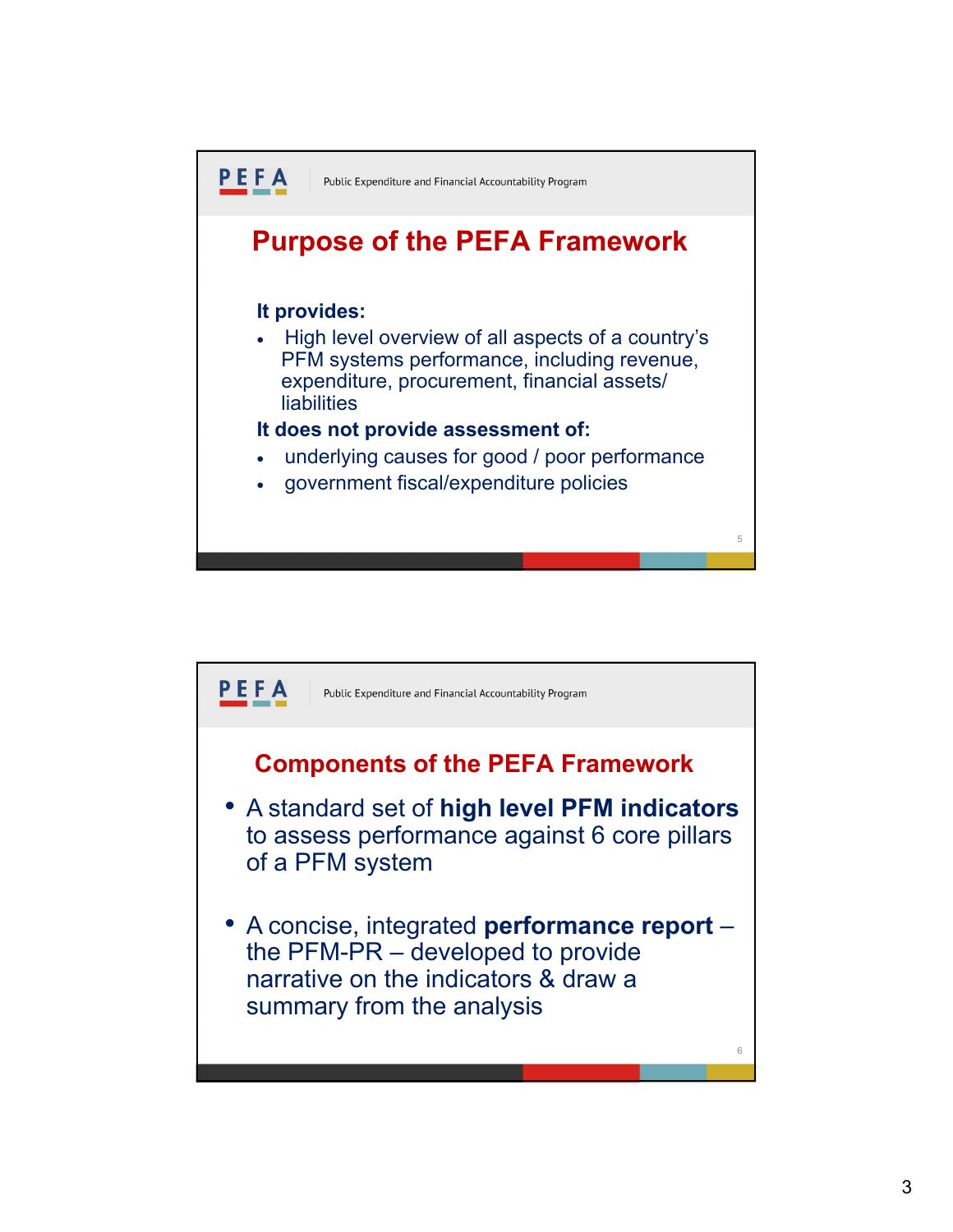PEFA Public Expenditure and Financial Accountability Program

## Purpose of the PEFA Framework

**It provides:**

- High level overview of all aspects of a country's PFM systems performance, including revenue, expenditure, procurement, financial assets/ liabilities

**It does not provide assessment of:**

- underlying causes for good / poor performance
- government fiscal/expenditure policies

PEFA Public Expenditure and Financial Accountability Program

## Components of the PEFA Framework

- A standard set of **high level PFM indicators** to assess performance against 6 core pillars of a PFM system
- A concise, integrated **performance report** – the PFM-PR – developed to provide narrative on the indicators & draw a summary from the analysis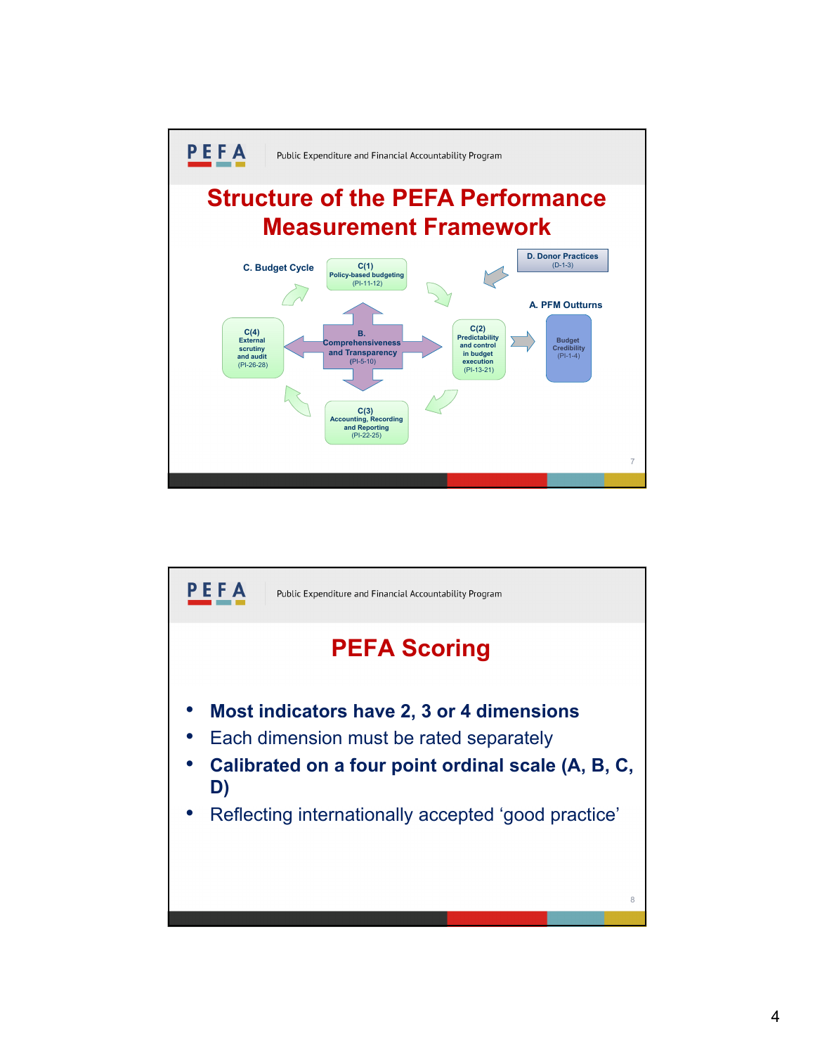## Structure of the PEFA Performance Measurement Framework

C. Budget Cycle

C(1) Policy-based budgeting (PI-11-12)

D. Donor Practices (D-1-3)

A. PFM Outturns

C(4) External scrutiny and audit (PI-26-28)

B. Comprehensiveness and Transparency (PI-5-10)

C(2) Predictability and control in budget execution (PI-13-21)

Budget Credibility (PI-1-4)

C(3) Accounting, Recording and Reporting (PI-22-25)

## PEFA Scoring

- **Most indicators have 2, 3 or 4 dimensions**
- Each dimension must be rated separately
- **Calibrated on a four point ordinal scale (A, B, C, D)**
- Reflecting internationally accepted 'good practice'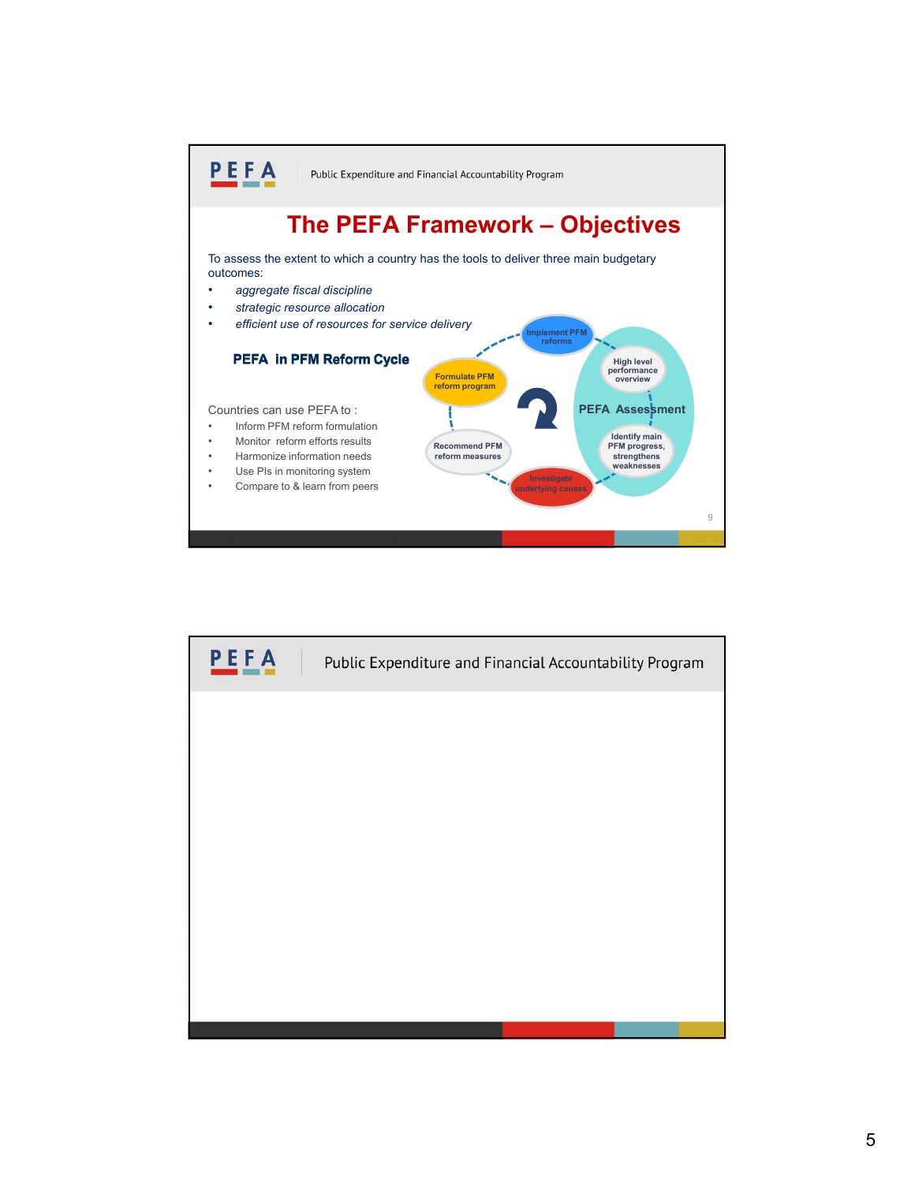## The PEFA Framework – Objectives

To assess the extent to which a country has the tools to deliver three main budgetary outcomes:

- *aggregate fiscal discipline*
- *strategic resource allocation*
- *efficient use of resources for service delivery*

**PEFA in PFM Reform Cycle**

Implement PFM reforms

High level performance overview

PEFA Assessment

Identify main PFM progress, strengthens weaknesses

Investigate underlying causes

Recommend PFM reform measures

Formulate PFM reform program

Countries can use PEFA to :

- Inform PFM reform formulation
- Monitor reform efforts results
- Harmonize information needs
- Use PIs in monitoring system
- Compare to & learn from peers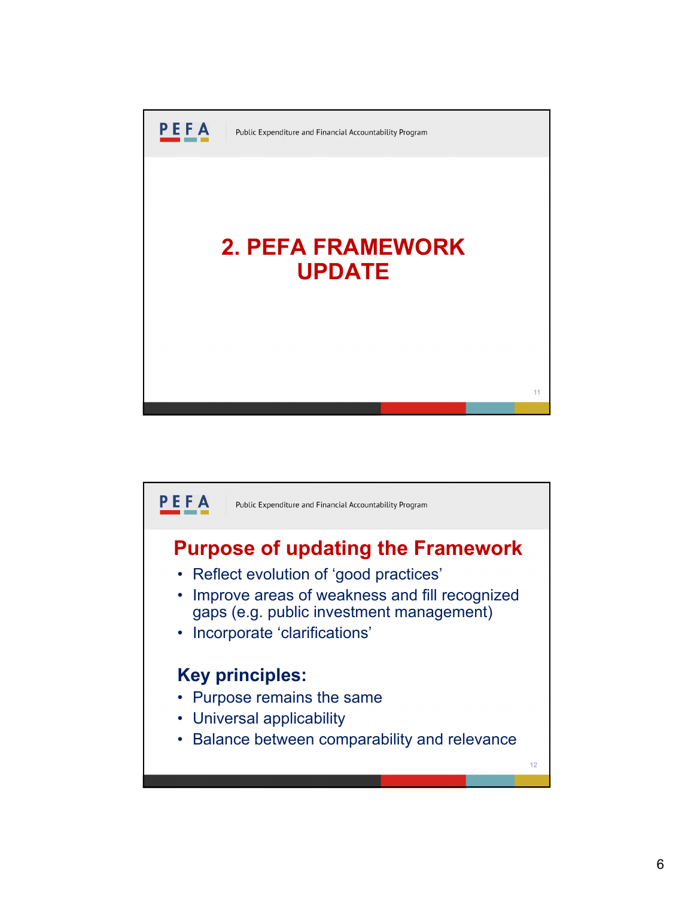# 2. PEFA FRAMEWORK UPDATE

## Purpose of updating the Framework

- Reflect evolution of ‘good practices’
- Improve areas of weakness and fill recognized gaps (e.g. public investment management)
- Incorporate ‘clarifications’

**Key principles:**

- Purpose remains the same
- Universal applicability
- Balance between comparability and relevance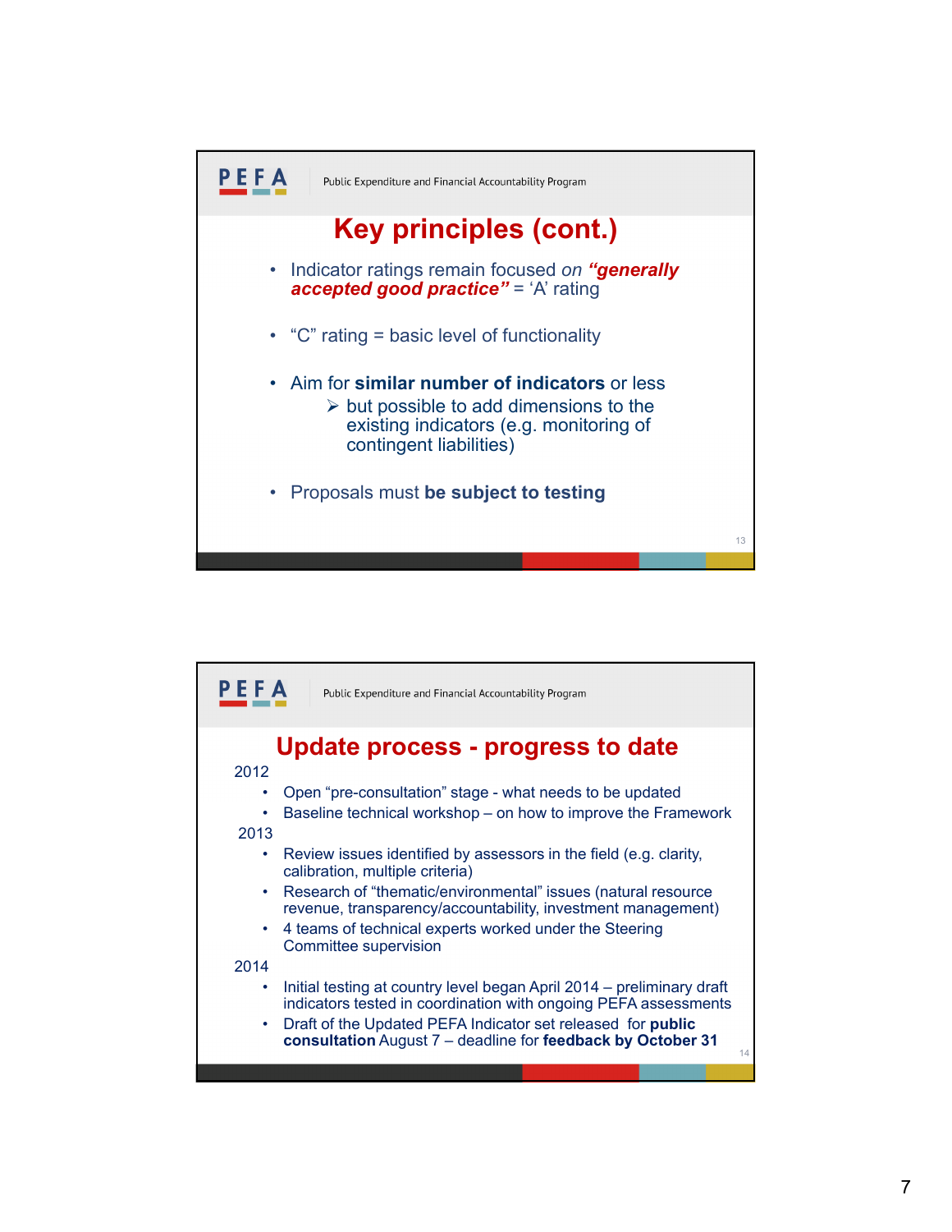## Key principles (cont.)

- Indicator ratings remain focused *on* ***"generally accepted good practice"*** = 'A' rating
- "C" rating = basic level of functionality
- Aim for **similar number of indicators** or less
  - but possible to add dimensions to the existing indicators (e.g. monitoring of contingent liabilities)
- Proposals must **be subject to testing**

## Update process - progress to date

2012

- Open "pre-consultation" stage - what needs to be updated
- Baseline technical workshop – on how to improve the Framework

2013

- Review issues identified by assessors in the field (e.g. clarity, calibration, multiple criteria)
- Research of "thematic/environmental" issues (natural resource revenue, transparency/accountability, investment management)
- 4 teams of technical experts worked under the Steering Committee supervision

2014

- Initial testing at country level began April 2014 – preliminary draft indicators tested in coordination with ongoing PEFA assessments
- Draft of the Updated PEFA Indicator set released for **public consultation** August 7 – deadline for **feedback by October 31**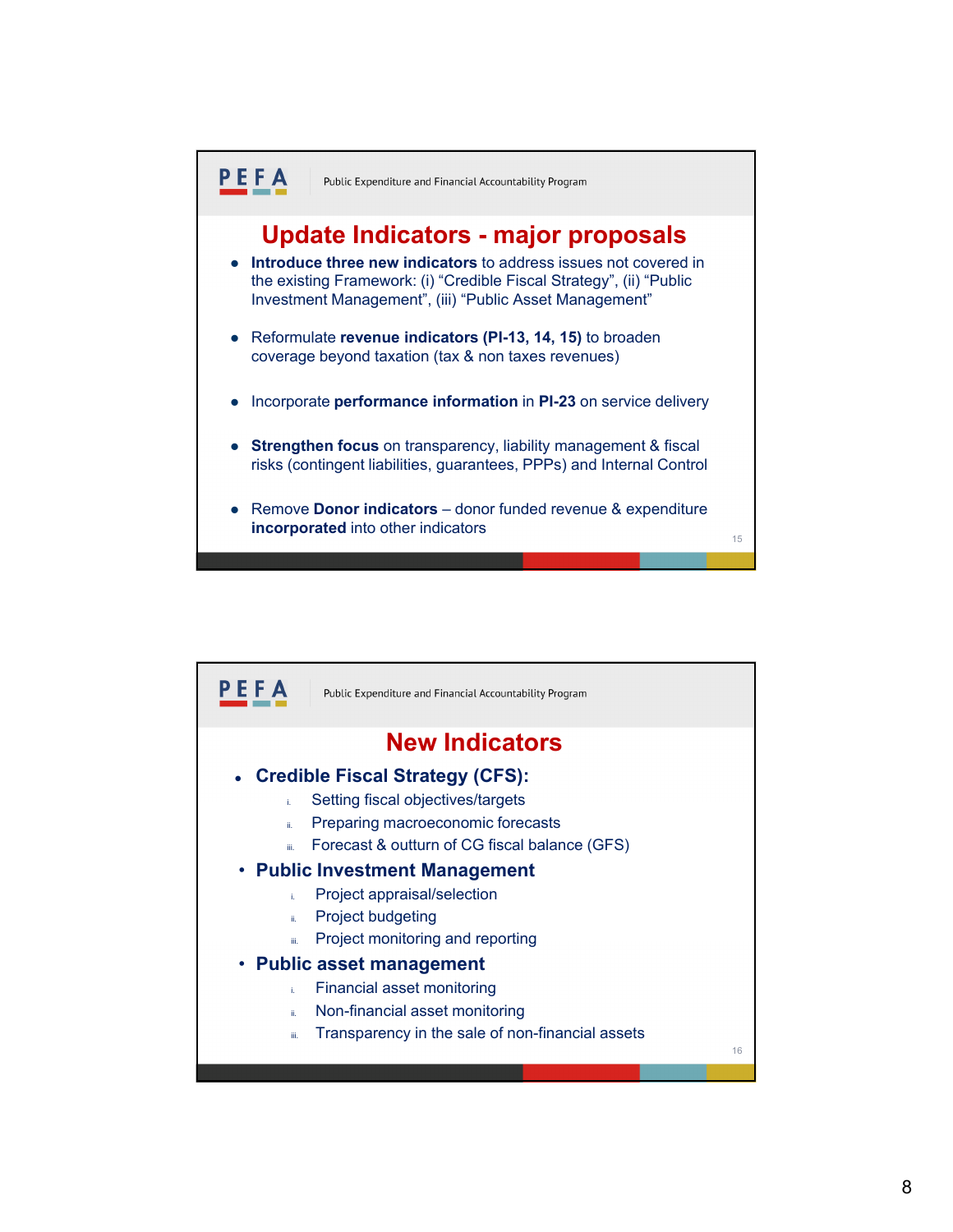PEFA Public Expenditure and Financial Accountability Program

## Update Indicators - major proposals

- **Introduce three new indicators** to address issues not covered in the existing Framework: (i) "Credible Fiscal Strategy", (ii) "Public Investment Management", (iii) "Public Asset Management"
- Reformulate **revenue indicators (PI-13, 14, 15)** to broaden coverage beyond taxation (tax & non taxes revenues)
- Incorporate **performance information** in **PI-23** on service delivery
- **Strengthen focus** on transparency, liability management & fiscal risks (contingent liabilities, guarantees, PPPs) and Internal Control
- Remove **Donor indicators** – donor funded revenue & expenditure **incorporated** into other indicators

PEFA Public Expenditure and Financial Accountability Program

## New Indicators

- **Credible Fiscal Strategy (CFS):**
  - i. Setting fiscal objectives/targets
  - ii. Preparing macroeconomic forecasts
  - iii. Forecast & outturn of CG fiscal balance (GFS)
- **Public Investment Management**
  - i. Project appraisal/selection
  - ii. Project budgeting
  - iii. Project monitoring and reporting
- **Public asset management**
  - i. Financial asset monitoring
  - ii. Non-financial asset monitoring
  - iii. Transparency in the sale of non-financial assets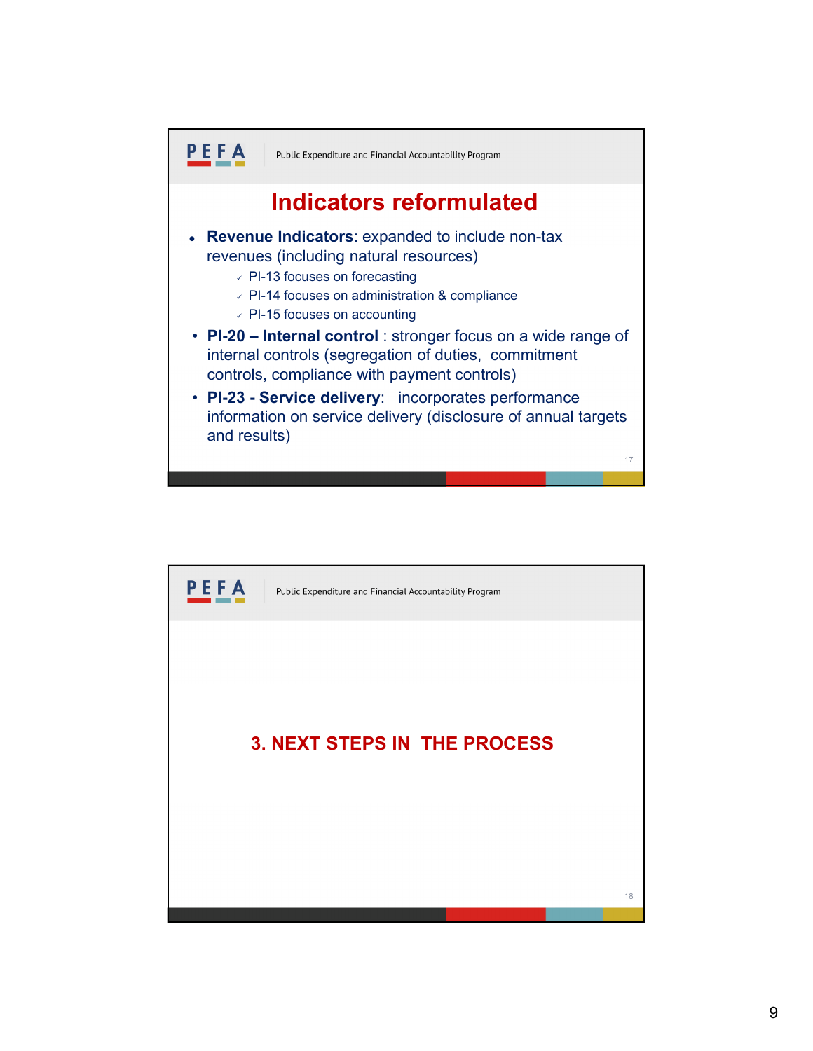## Indicators reformulated

- **Revenue Indicators**: expanded to include non-tax revenues (including natural resources)
  - PI-13 focuses on forecasting
  - PI-14 focuses on administration & compliance
  - PI-15 focuses on accounting
- **PI-20 – Internal control** : stronger focus on a wide range of internal controls (segregation of duties, commitment controls, compliance with payment controls)
- **PI-23 - Service delivery**: incorporates performance information on service delivery (disclosure of annual targets and results)

## 3. NEXT STEPS IN THE PROCESS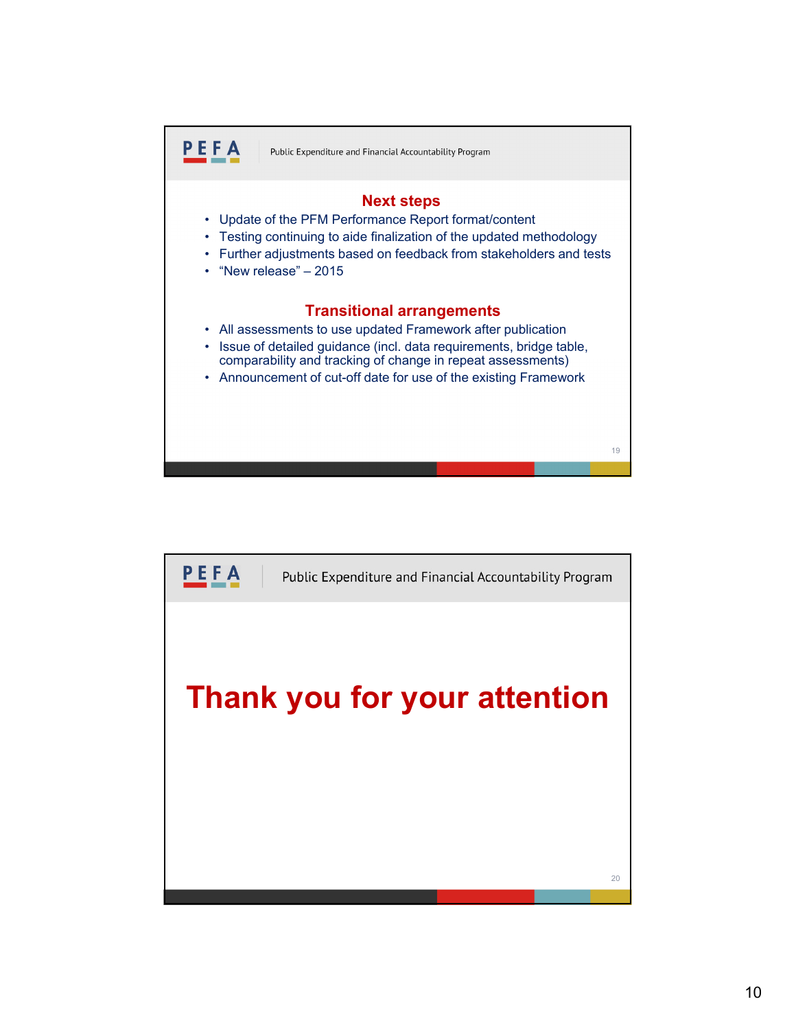PEFA Public Expenditure and Financial Accountability Program

## Next steps

- Update of the PFM Performance Report format/content
- Testing continuing to aide finalization of the updated methodology
- Further adjustments based on feedback from stakeholders and tests
- "New release" – 2015

## Transitional arrangements

- All assessments to use updated Framework after publication
- Issue of detailed guidance (incl. data requirements, bridge table, comparability and tracking of change in repeat assessments)
- Announcement of cut-off date for use of the existing Framework

PEFA Public Expenditure and Financial Accountability Program

# Thank you for your attention